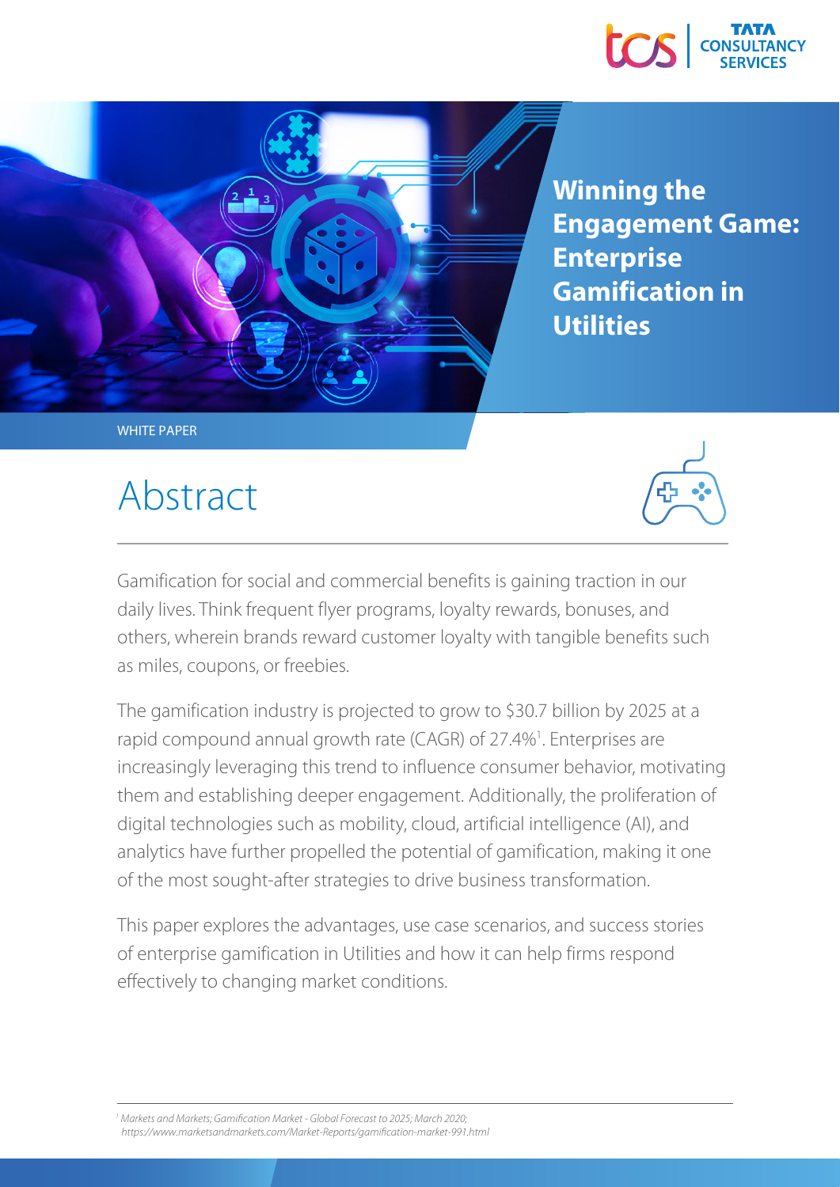# Winning the Engagement Game: Enterprise Gamification in Utilities

WHITE PAPER

## Abstract

Gamification for social and commercial benefits is gaining traction in our daily lives. Think frequent flyer programs, loyalty rewards, bonuses, and others, wherein brands reward customer loyalty with tangible benefits such as miles, coupons, or freebies.

The gamification industry is projected to grow to $30.7 billion by 2025 at a rapid compound annual growth rate (CAGR) of 27.4%[1]. Enterprises are increasingly leveraging this trend to influence consumer behavior, motivating them and establishing deeper engagement. Additionally, the proliferation of digital technologies such as mobility, cloud, artificial intelligence (AI), and analytics have further propelled the potential of gamification, making it one of the most sought-after strategies to drive business transformation.

This paper explores the advantages, use case scenarios, and success stories of enterprise gamification in Utilities and how it can help firms respond effectively to changing market conditions.

---

[1] *Markets and Markets; Gamification Market - Global Forecast to 2025; March 2020; https://www.marketsandmarkets.com/Market-Reports/gamification-market-991.html*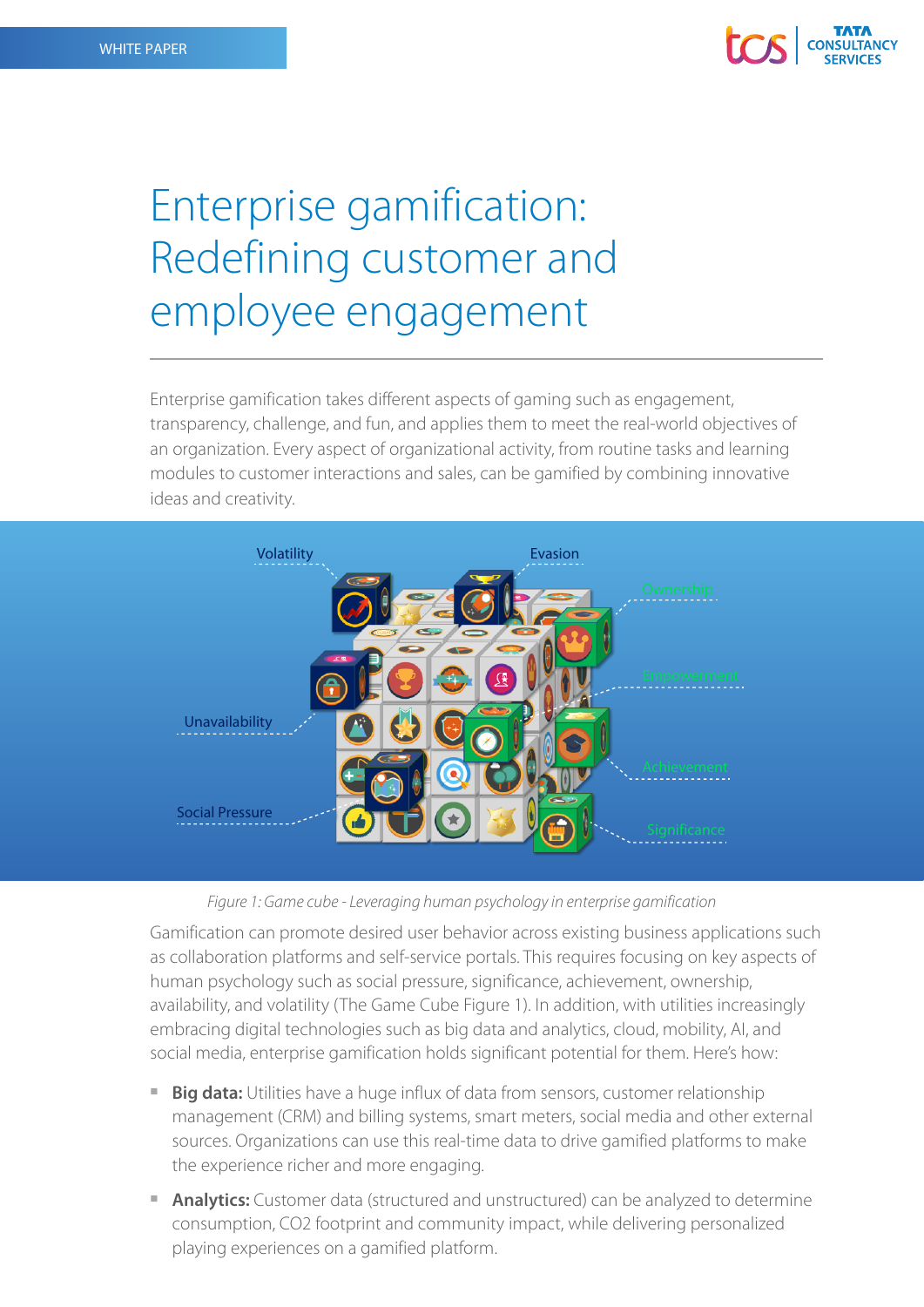# Enterprise gamification: Redefining customer and employee engagement

Enterprise gamification takes different aspects of gaming such as engagement, transparency, challenge, and fun, and applies them to meet the real-world objectives of an organization. Every aspect of organizational activity, from routine tasks and learning modules to customer interactions and sales, can be gamified by combining innovative ideas and creativity.

*Figure 1: Game cube - Leveraging human psychology in enterprise gamification*

Gamification can promote desired user behavior across existing business applications such as collaboration platforms and self-service portals. This requires focusing on key aspects of human psychology such as social pressure, significance, achievement, ownership, availability, and volatility (The Game Cube Figure 1). In addition, with utilities increasingly embracing digital technologies such as big data and analytics, cloud, mobility, AI, and social media, enterprise gamification holds significant potential for them. Here's how:

- **Big data:** Utilities have a huge influx of data from sensors, customer relationship management (CRM) and billing systems, smart meters, social media and other external sources. Organizations can use this real-time data to drive gamified platforms to make the experience richer and more engaging.
- **Analytics:** Customer data (structured and unstructured) can be analyzed to determine consumption, $CO_2$ footprint and community impact, while delivering personalized playing experiences on a gamified platform.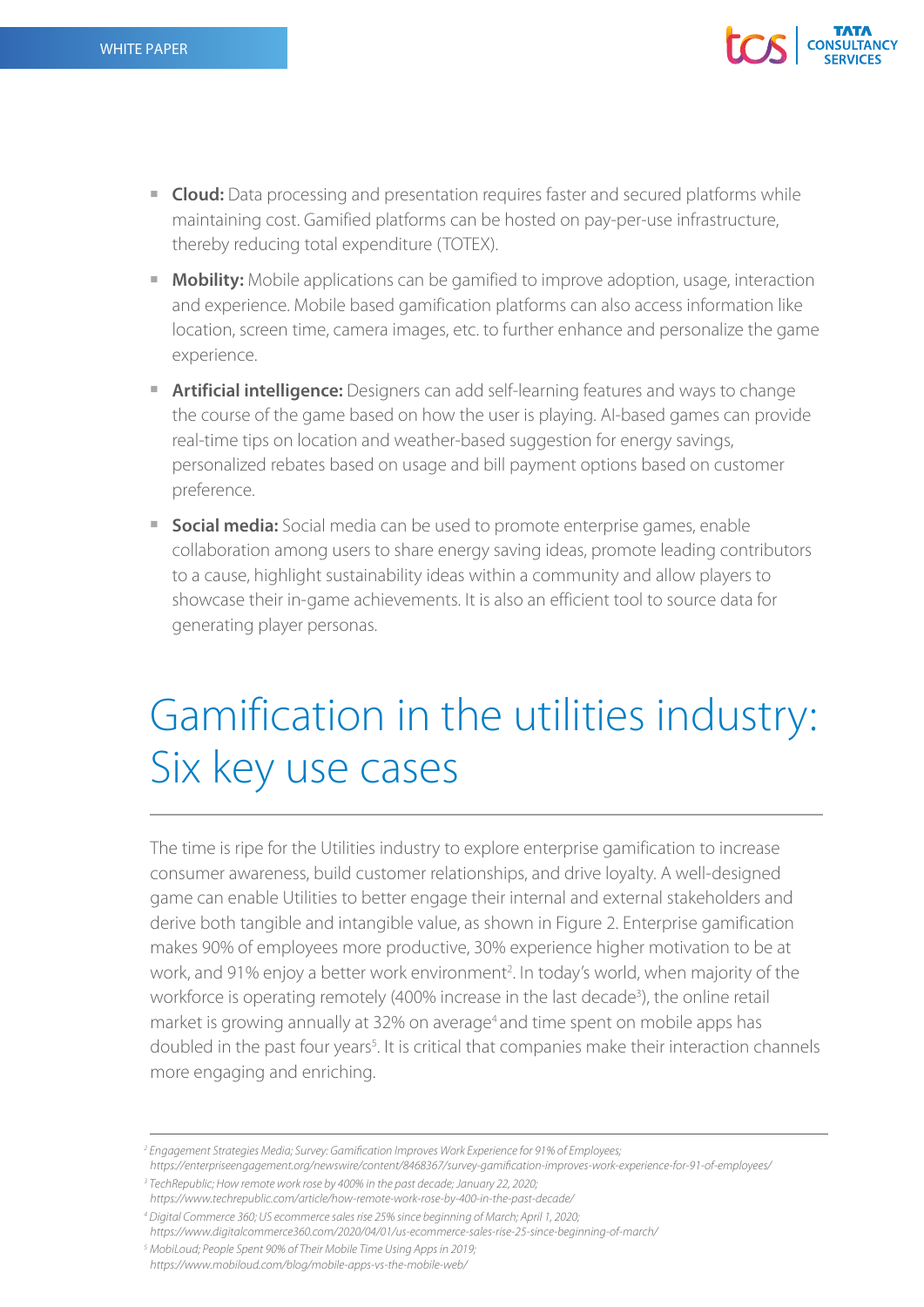- **Cloud:** Data processing and presentation requires faster and secured platforms while maintaining cost. Gamified platforms can be hosted on pay-per-use infrastructure, thereby reducing total expenditure (TOTEX).
- **Mobility:** Mobile applications can be gamified to improve adoption, usage, interaction and experience. Mobile based gamification platforms can also access information like location, screen time, camera images, etc. to further enhance and personalize the game experience.
- **Artificial intelligence:** Designers can add self-learning features and ways to change the course of the game based on how the user is playing. AI-based games can provide real-time tips on location and weather-based suggestion for energy savings, personalized rebates based on usage and bill payment options based on customer preference.
- **Social media:** Social media can be used to promote enterprise games, enable collaboration among users to share energy saving ideas, promote leading contributors to a cause, highlight sustainability ideas within a community and allow players to showcase their in-game achievements. It is also an efficient tool to source data for generating player personas.

# Gamification in the utilities industry: Six key use cases

The time is ripe for the Utilities industry to explore enterprise gamification to increase consumer awareness, build customer relationships, and drive loyalty. A well-designed game can enable Utilities to better engage their internal and external stakeholders and derive both tangible and intangible value, as shown in Figure 2. Enterprise gamification makes 90% of employees more productive, 30% experience higher motivation to be at work, and 91% enjoy a better work environment[2]. In today's world, when majority of the workforce is operating remotely (400% increase in the last decade[3]), the online retail market is growing annually at 32% on average[4] and time spent on mobile apps has doubled in the past four years[5]. It is critical that companies make their interaction channels more engaging and enriching.

---

[2] *Engagement Strategies Media; Survey: Gamification Improves Work Experience for 91% of Employees; https://enterpriseengagement.org/newswire/content/8468367/survey-gamification-improves-work-experience-for-91-of-employees/*

[3] *TechRepublic; How remote work rose by 400% in the past decade; January 22, 2020; https://www.techrepublic.com/article/how-remote-work-rose-by-400-in-the-past-decade/*

[4] *Digital Commerce 360; US ecommerce sales rise 25% since beginning of March; April 1, 2020; https://www.digitalcommerce360.com/2020/04/01/us-ecommerce-sales-rise-25-since-beginning-of-march/*

[5] *MobiLoud; People Spent 90% of Their Mobile Time Using Apps in 2019; https://www.mobiloud.com/blog/mobile-apps-vs-the-mobile-web/*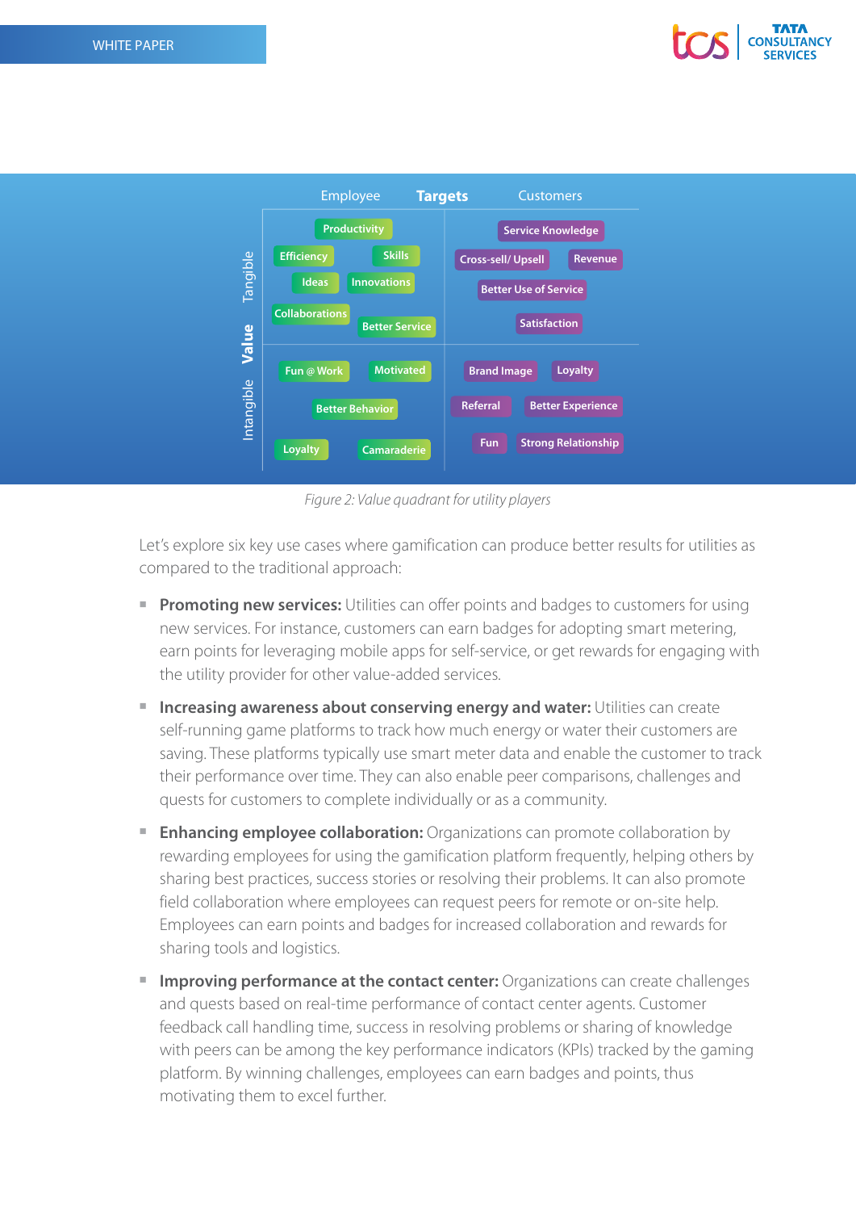| Value | Employee | Customers |
|---|---|---|
| Tangible | Productivity, Efficiency, Skills, Ideas, Innovations, Collaborations, Better Service | Service Knowledge, Cross-sell/ Upsell, Revenue, Better Use of Service, Satisfaction |
| Intangible | Fun @ Work, Motivated, Better Behavior, Loyalty, Camaraderie | Brand Image, Loyalty, Referral, Better Experience, Fun, Strong Relationship |

*Figure 2: Value quadrant for utility players*

Let's explore six key use cases where gamification can produce better results for utilities as compared to the traditional approach:

- **Promoting new services:** Utilities can offer points and badges to customers for using new services. For instance, customers can earn badges for adopting smart metering, earn points for leveraging mobile apps for self-service, or get rewards for engaging with the utility provider for other value-added services.
- **Increasing awareness about conserving energy and water:** Utilities can create self-running game platforms to track how much energy or water their customers are saving. These platforms typically use smart meter data and enable the customer to track their performance over time. They can also enable peer comparisons, challenges and quests for customers to complete individually or as a community.
- **Enhancing employee collaboration:** Organizations can promote collaboration by rewarding employees for using the gamification platform frequently, helping others by sharing best practices, success stories or resolving their problems. It can also promote field collaboration where employees can request peers for remote or on-site help. Employees can earn points and badges for increased collaboration and rewards for sharing tools and logistics.
- **Improving performance at the contact center:** Organizations can create challenges and quests based on real-time performance of contact center agents. Customer feedback call handling time, success in resolving problems or sharing of knowledge with peers can be among the key performance indicators (KPIs) tracked by the gaming platform. By winning challenges, employees can earn badges and points, thus motivating them to excel further.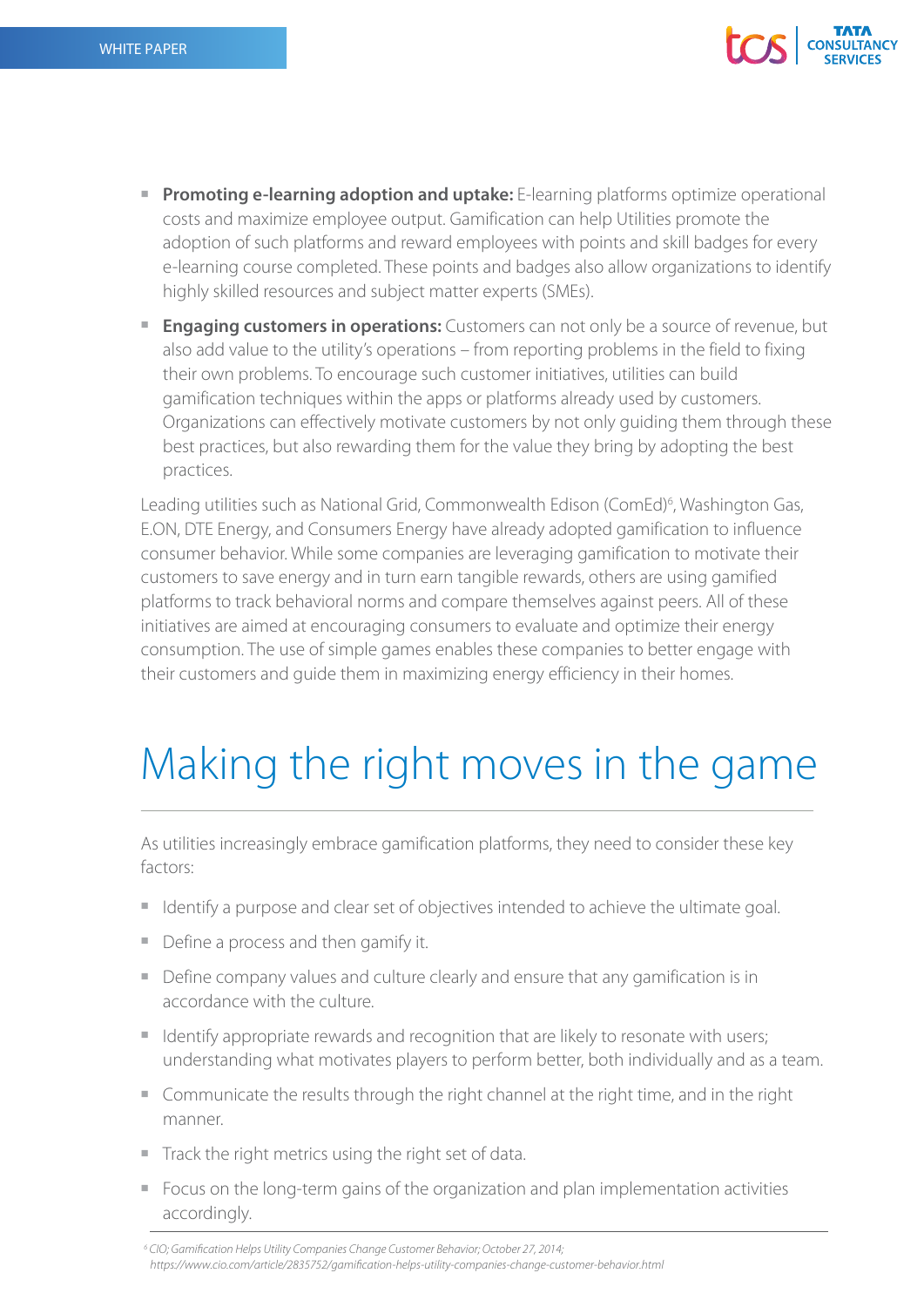- **Promoting e-learning adoption and uptake:** E-learning platforms optimize operational costs and maximize employee output. Gamification can help Utilities promote the adoption of such platforms and reward employees with points and skill badges for every e-learning course completed. These points and badges also allow organizations to identify highly skilled resources and subject matter experts (SMEs).
- **Engaging customers in operations:** Customers can not only be a source of revenue, but also add value to the utility's operations – from reporting problems in the field to fixing their own problems. To encourage such customer initiatives, utilities can build gamification techniques within the apps or platforms already used by customers. Organizations can effectively motivate customers by not only guiding them through these best practices, but also rewarding them for the value they bring by adopting the best practices.

Leading utilities such as National Grid, Commonwealth Edison (ComEd)[6], Washington Gas, E.ON, DTE Energy, and Consumers Energy have already adopted gamification to influence consumer behavior. While some companies are leveraging gamification to motivate their customers to save energy and in turn earn tangible rewards, others are using gamified platforms to track behavioral norms and compare themselves against peers. All of these initiatives are aimed at encouraging consumers to evaluate and optimize their energy consumption. The use of simple games enables these companies to better engage with their customers and guide them in maximizing energy efficiency in their homes.

# Making the right moves in the game

As utilities increasingly embrace gamification platforms, they need to consider these key factors:

- Identify a purpose and clear set of objectives intended to achieve the ultimate goal.
- Define a process and then gamify it.
- Define company values and culture clearly and ensure that any gamification is in accordance with the culture.
- Identify appropriate rewards and recognition that are likely to resonate with users; understanding what motivates players to perform better, both individually and as a team.
- Communicate the results through the right channel at the right time, and in the right manner.
- Track the right metrics using the right set of data.
- Focus on the long-term gains of the organization and plan implementation activities accordingly.

*[6] CIO; Gamification Helps Utility Companies Change Customer Behavior; October 27, 2014; https://www.cio.com/article/2835752/gamification-helps-utility-companies-change-customer-behavior.html*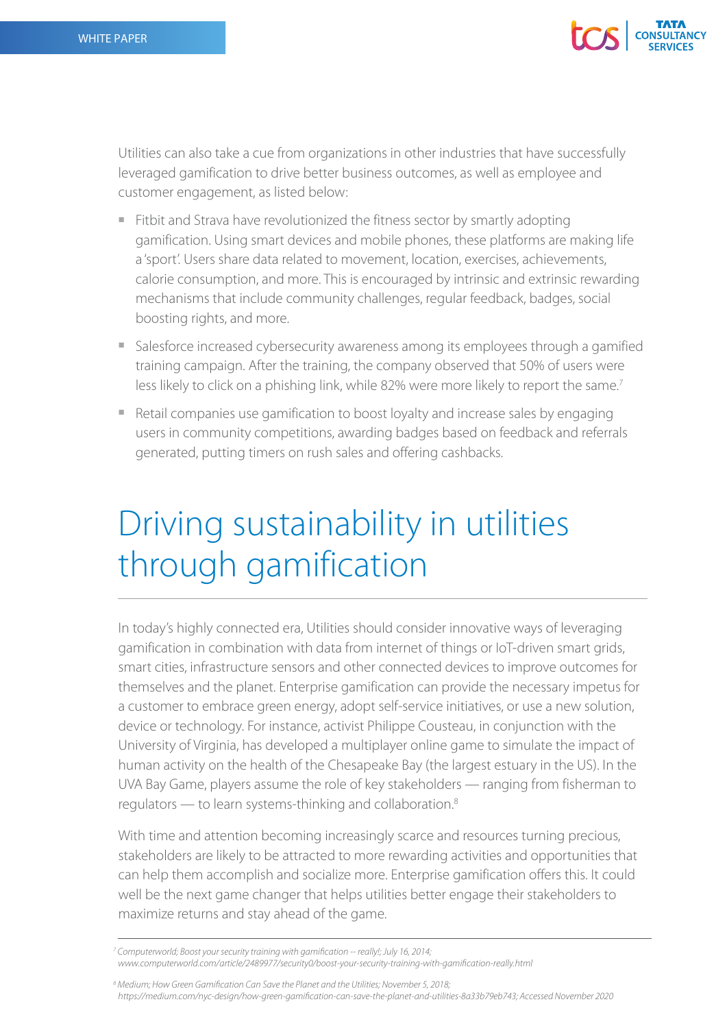Utilities can also take a cue from organizations in other industries that have successfully leveraged gamification to drive better business outcomes, as well as employee and customer engagement, as listed below:

- Fitbit and Strava have revolutionized the fitness sector by smartly adopting gamification. Using smart devices and mobile phones, these platforms are making life a 'sport'. Users share data related to movement, location, exercises, achievements, calorie consumption, and more. This is encouraged by intrinsic and extrinsic rewarding mechanisms that include community challenges, regular feedback, badges, social boosting rights, and more.
- Salesforce increased cybersecurity awareness among its employees through a gamified training campaign. After the training, the company observed that 50% of users were less likely to click on a phishing link, while 82% were more likely to report the same.[7]
- Retail companies use gamification to boost loyalty and increase sales by engaging users in community competitions, awarding badges based on feedback and referrals generated, putting timers on rush sales and offering cashbacks.

# Driving sustainability in utilities through gamification

In today's highly connected era, Utilities should consider innovative ways of leveraging gamification in combination with data from internet of things or IoT-driven smart grids, smart cities, infrastructure sensors and other connected devices to improve outcomes for themselves and the planet. Enterprise gamification can provide the necessary impetus for a customer to embrace green energy, adopt self-service initiatives, or use a new solution, device or technology. For instance, activist Philippe Cousteau, in conjunction with the University of Virginia, has developed a multiplayer online game to simulate the impact of human activity on the health of the Chesapeake Bay (the largest estuary in the US). In the UVA Bay Game, players assume the role of key stakeholders — ranging from fisherman to regulators — to learn systems-thinking and collaboration.[8]

With time and attention becoming increasingly scarce and resources turning precious, stakeholders are likely to be attracted to more rewarding activities and opportunities that can help them accomplish and socialize more. Enterprise gamification offers this. It could well be the next game changer that helps utilities better engage their stakeholders to maximize returns and stay ahead of the game.

---

[7] *Computerworld; Boost your security training with gamification -- really!; July 16, 2014; www.computerworld.com/article/2489977/security0/boost-your-security-training-with-gamification-really.html*

[8] *Medium; How Green Gamification Can Save the Planet and the Utilities; November 5, 2018; https://medium.com/nyc-design/how-green-gamification-can-save-the-planet-and-utilities-8a33b79eb743; Accessed November 2020*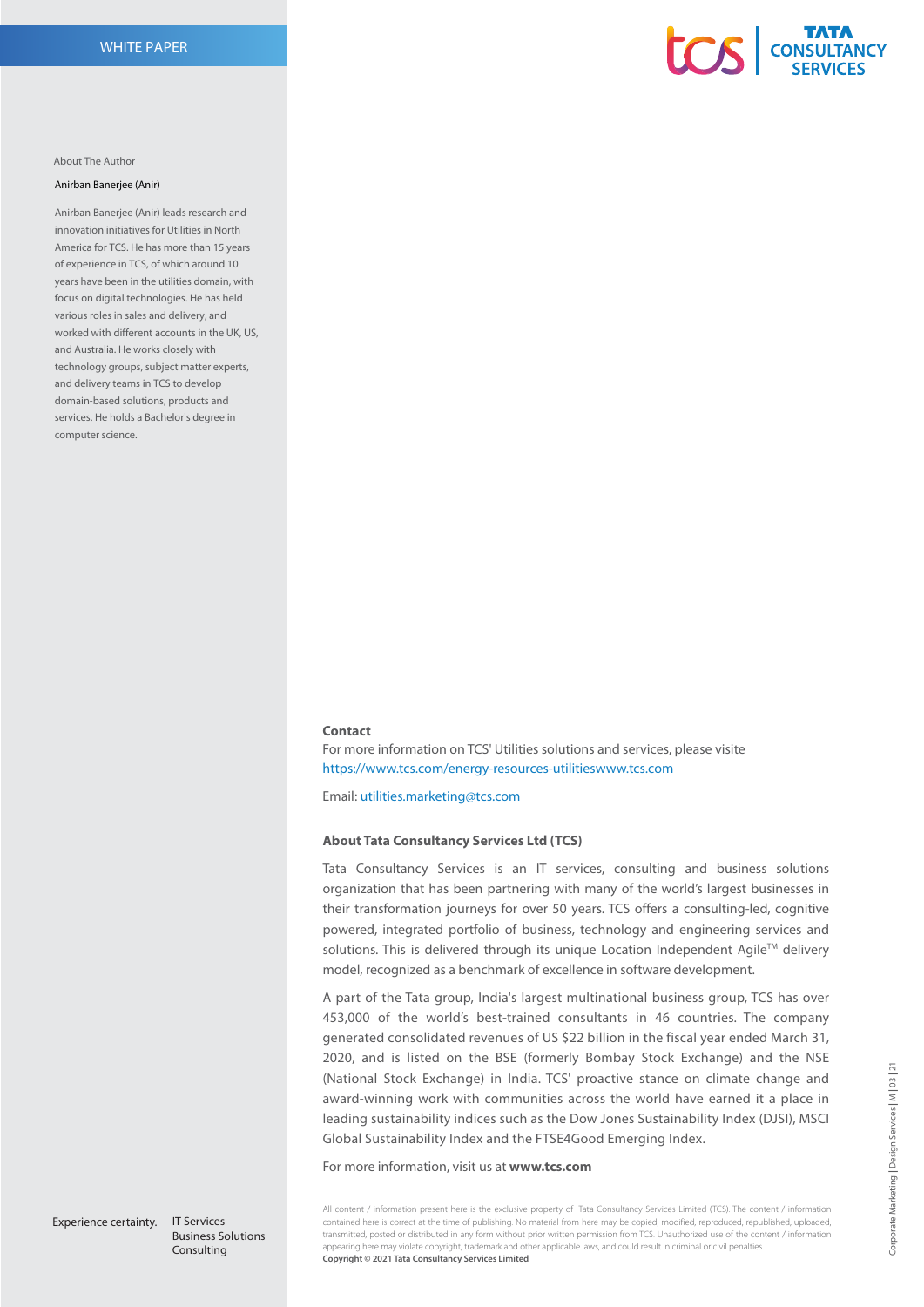About The Author

**Anirban Banerjee (Anir)**

Anirban Banerjee (Anir) leads research and innovation initiatives for Utilities in North America for TCS. He has more than 15 years of experience in TCS, of which around 10 years have been in the utilities domain, with focus on digital technologies. He has held various roles in sales and delivery, and worked with different accounts in the UK, US, and Australia. He works closely with technology groups, subject matter experts, and delivery teams in TCS to develop domain-based solutions, products and services. He holds a Bachelor's degree in computer science.

**Contact**

For more information on TCS' Utilities solutions and services, please visite https://www.tcs.com/energy-resources-utilitieswww.tcs.com

Email: utilities.marketing@tcs.com

**About Tata Consultancy Services Ltd (TCS)**

Tata Consultancy Services is an IT services, consulting and business solutions organization that has been partnering with many of the world's largest businesses in their transformation journeys for over 50 years. TCS offers a consulting-led, cognitive powered, integrated portfolio of business, technology and engineering services and solutions. This is delivered through its unique Location Independent Agile™ delivery model, recognized as a benchmark of excellence in software development.

A part of the Tata group, India's largest multinational business group, TCS has over 453,000 of the world's best-trained consultants in 46 countries. The company generated consolidated revenues of US $22 billion in the fiscal year ended March 31, 2020, and is listed on the BSE (formerly Bombay Stock Exchange) and the NSE (National Stock Exchange) in India. TCS' proactive stance on climate change and award-winning work with communities across the world have earned it a place in leading sustainability indices such as the Dow Jones Sustainability Index (DJSI), MSCI Global Sustainability Index and the FTSE4Good Emerging Index.

For more information, visit us at **www.tcs.com**

Experience certainty. IT Services
Business Solutions
Consulting

All content / information present here is the exclusive property of Tata Consultancy Services Limited (TCS). The content / information contained here is correct at the time of publishing. No material from here may be copied, modified, reproduced, republished, uploaded, transmitted, posted or distributed in any form without prior written permission from TCS. Unauthorized use of the content / information appearing here may violate copyright, trademark and other applicable laws, and could result in criminal or civil penalties.
**Copyright © 2021 Tata Consultancy Services Limited**

Corporate Marketing | Design Services | M | 03 | 21